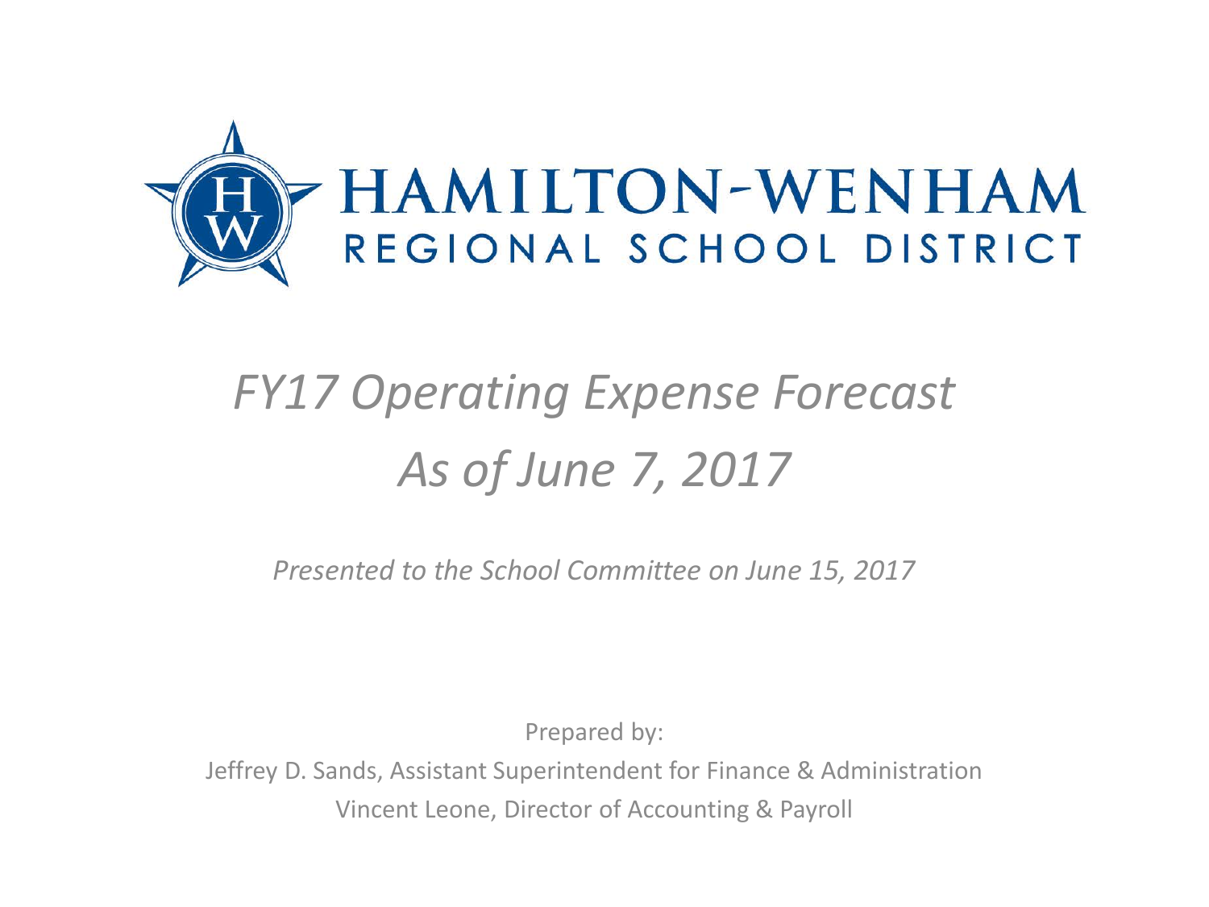HAMILTON-WENHAM

REGIONAL SCHOOL DISTRICT

# *FY17 Operating Expense Forecast*
# *As of June 7, 2017*

*Presented to the School Committee on June 15, 2017*

Prepared by:

Jeffrey D. Sands, Assistant Superintendent for Finance & Administration

Vincent Leone, Director of Accounting & Payroll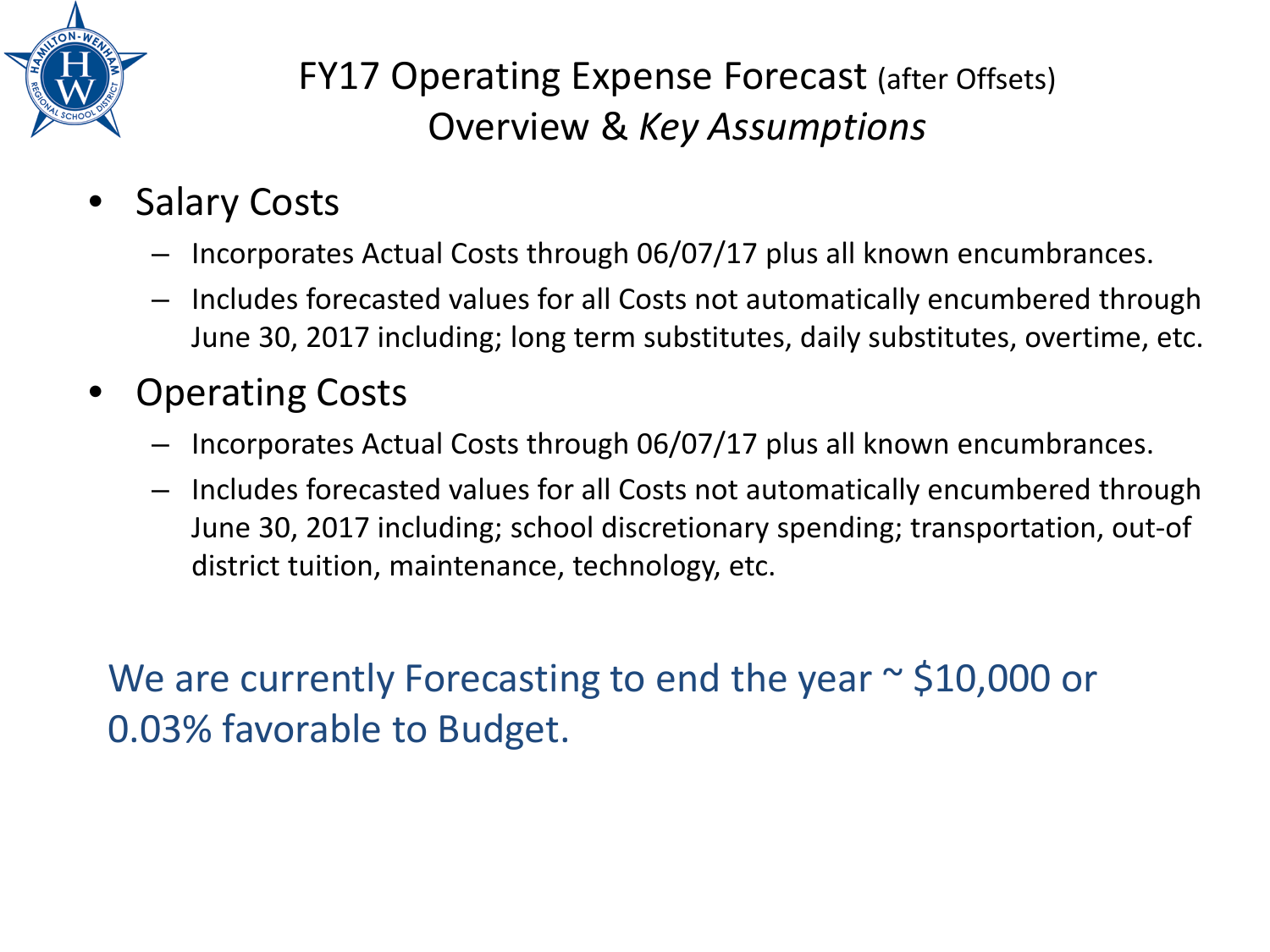# FY17 Operating Expense Forecast (after Offsets)

## Overview & *Key Assumptions*

- Salary Costs
  - Incorporates Actual Costs through 06/07/17 plus all known encumbrances.
  - Includes forecasted values for all Costs not automatically encumbered through June 30, 2017 including; long term substitutes, daily substitutes, overtime, etc.
- Operating Costs
  - Incorporates Actual Costs through 06/07/17 plus all known encumbrances.
  - Includes forecasted values for all Costs not automatically encumbered through June 30, 2017 including; school discretionary spending; transportation, out-of district tuition, maintenance, technology, etc.

We are currently Forecasting to end the year ~ $10,000 or 0.03% favorable to Budget.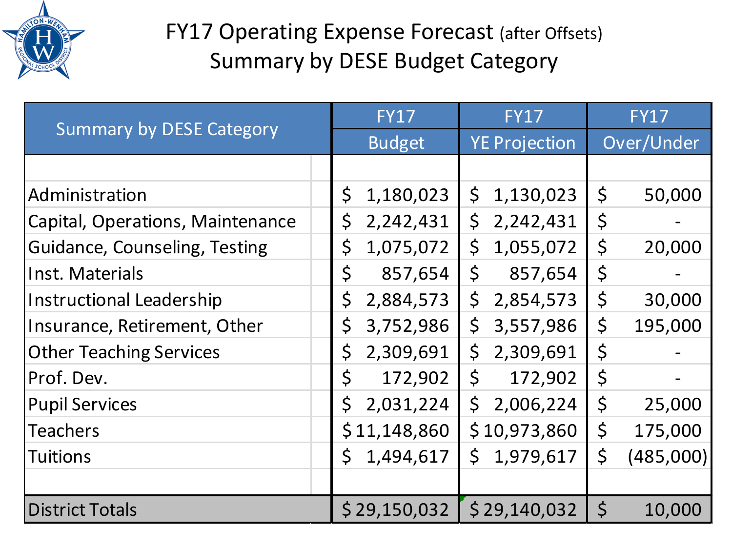# FY17 Operating Expense Forecast (after Offsets)

## Summary by DESE Budget Category

| Summary by DESE Category | FY17 Budget | FY17 YE Projection | FY17 Over/Under |
|---|---|---|---|
| Administration | $ 1,180,023 | $ 1,130,023 | $ 50,000 |
| Capital, Operations, Maintenance | $ 2,242,431 | $ 2,242,431 | $ - |
| Guidance, Counseling, Testing | $ 1,075,072 | $ 1,055,072 | $ 20,000 |
| Inst. Materials | $ 857,654 | $ 857,654 | $ - |
| Instructional Leadership | $ 2,884,573 | $ 2,854,573 | $ 30,000 |
| Insurance, Retirement, Other | $ 3,752,986 | $ 3,557,986 | $ 195,000 |
| Other Teaching Services | $ 2,309,691 | $ 2,309,691 | $ - |
| Prof. Dev. | $ 172,902 | $ 172,902 | $ - |
| Pupil Services | $ 2,031,224 | $ 2,006,224 | $ 25,000 |
| Teachers | $ 11,148,860 | $ 10,973,860 | $ 175,000 |
| Tuitions | $ 1,494,617 | $ 1,979,617 | $ (485,000) |
| District Totals | $ 29,150,032 | $ 29,140,032 | $ 10,000 |